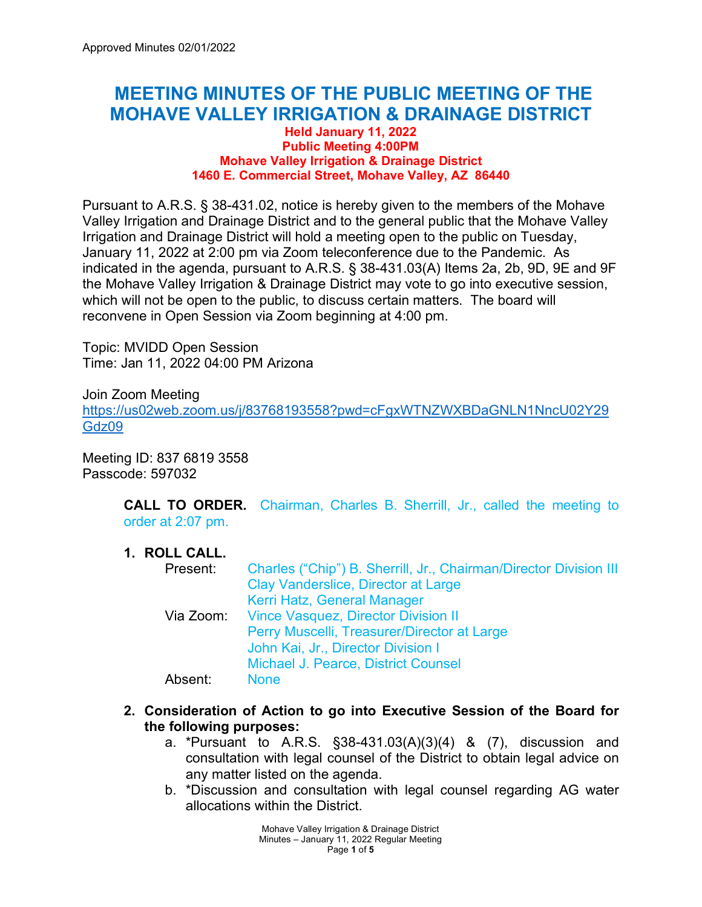Approved Minutes 02/01/2022

# MEETING MINUTES OF THE PUBLIC MEETING OF THE MOHAVE VALLEY IRRIGATION & DRAINAGE DISTRICT

**Held January 11, 2022**
**Public Meeting 4:00PM**
**Mohave Valley Irrigation & Drainage District**
**1460 E. Commercial Street, Mohave Valley, AZ 86440**

Pursuant to A.R.S. § 38-431.02, notice is hereby given to the members of the Mohave Valley Irrigation and Drainage District and to the general public that the Mohave Valley Irrigation and Drainage District will hold a meeting open to the public on Tuesday, January 11, 2022 at 2:00 pm via Zoom teleconference due to the Pandemic. As indicated in the agenda, pursuant to A.R.S. § 38-431.03(A) Items 2a, 2b, 9D, 9E and 9F the Mohave Valley Irrigation & Drainage District may vote to go into executive session, which will not be open to the public, to discuss certain matters. The board will reconvene in Open Session via Zoom beginning at 4:00 pm.

Topic: MVIDD Open Session
Time: Jan 11, 2022 04:00 PM Arizona

Join Zoom Meeting
https://us02web.zoom.us/j/83768193558?pwd=cFgxWTNZWXBDaGNLN1NncU02Y29Gdz09

Meeting ID: 837 6819 3558
Passcode: 597032

**CALL TO ORDER.** Chairman, Charles B. Sherrill, Jr., called the meeting to order at 2:07 pm.

1. **ROLL CALL.**
   - Present: Charles ("Chip") B. Sherrill, Jr., Chairman/Director Division III; Clay Vanderslice, Director at Large; Kerri Hatz, General Manager
   - Via Zoom: Vince Vasquez, Director Division II; Perry Muscelli, Treasurer/Director at Large; John Kai, Jr., Director Division I; Michael J. Pearce, District Counsel
   - Absent: None

2. **Consideration of Action to go into Executive Session of the Board for the following purposes:**
   a. *Pursuant to A.R.S. §38-431.03(A)(3)(4) & (7), discussion and consultation with legal counsel of the District to obtain legal advice on any matter listed on the agenda.
   b. *Discussion and consultation with legal counsel regarding AG water allocations within the District.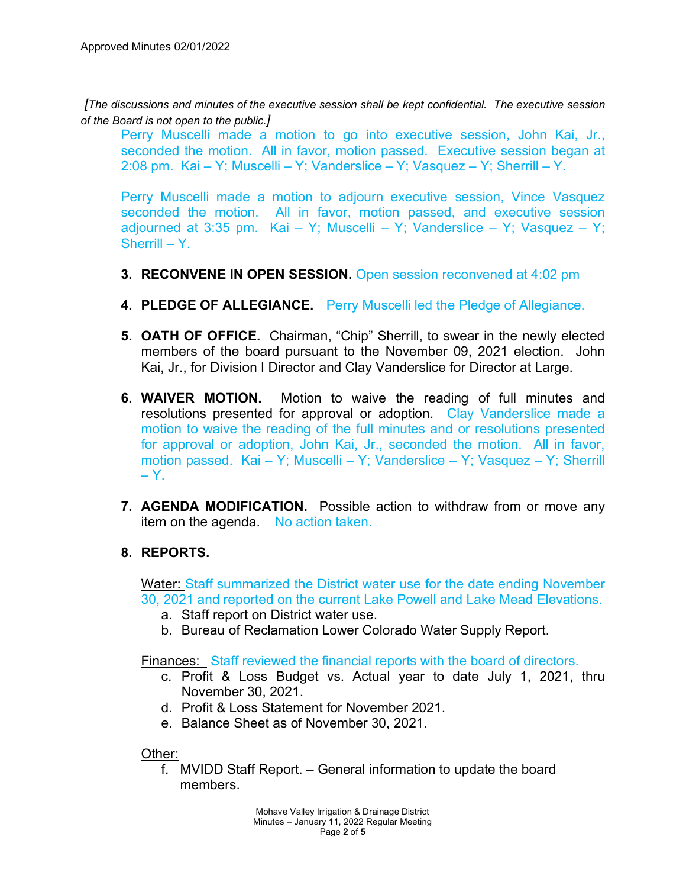*[The discussions and minutes of the executive session shall be kept confidential. The executive session of the Board is not open to the public.]*

Perry Muscelli made a motion to go into executive session, John Kai, Jr., seconded the motion. All in favor, motion passed. Executive session began at 2:08 pm. Kai – Y; Muscelli – Y; Vanderslice – Y; Vasquez – Y; Sherrill – Y.

Perry Muscelli made a motion to adjourn executive session, Vince Vasquez seconded the motion. All in favor, motion passed, and executive session adjourned at 3:35 pm. Kai – Y; Muscelli – Y; Vanderslice – Y; Vasquez – Y; Sherrill – Y.

3. **RECONVENE IN OPEN SESSION.** Open session reconvened at 4:02 pm

4. **PLEDGE OF ALLEGIANCE.** Perry Muscelli led the Pledge of Allegiance.

5. **OATH OF OFFICE.** Chairman, "Chip" Sherrill, to swear in the newly elected members of the board pursuant to the November 09, 2021 election. John Kai, Jr., for Division I Director and Clay Vanderslice for Director at Large.

6. **WAIVER MOTION.** Motion to waive the reading of full minutes and resolutions presented for approval or adoption. Clay Vanderslice made a motion to waive the reading of the full minutes and or resolutions presented for approval or adoption, John Kai, Jr., seconded the motion. All in favor, motion passed. Kai – Y; Muscelli – Y; Vanderslice – Y; Vasquez – Y; Sherrill – Y.

7. **AGENDA MODIFICATION.** Possible action to withdraw from or move any item on the agenda. No action taken.

8. **REPORTS.**

   Water: Staff summarized the District water use for the date ending November 30, 2021 and reported on the current Lake Powell and Lake Mead Elevations.
   
   a. Staff report on District water use.
   b. Bureau of Reclamation Lower Colorado Water Supply Report.

   Finances: Staff reviewed the financial reports with the board of directors.
   
   c. Profit & Loss Budget vs. Actual year to date July 1, 2021, thru November 30, 2021.
   d. Profit & Loss Statement for November 2021.
   e. Balance Sheet as of November 30, 2021.

   Other:
   
   f. MVIDD Staff Report. – General information to update the board members.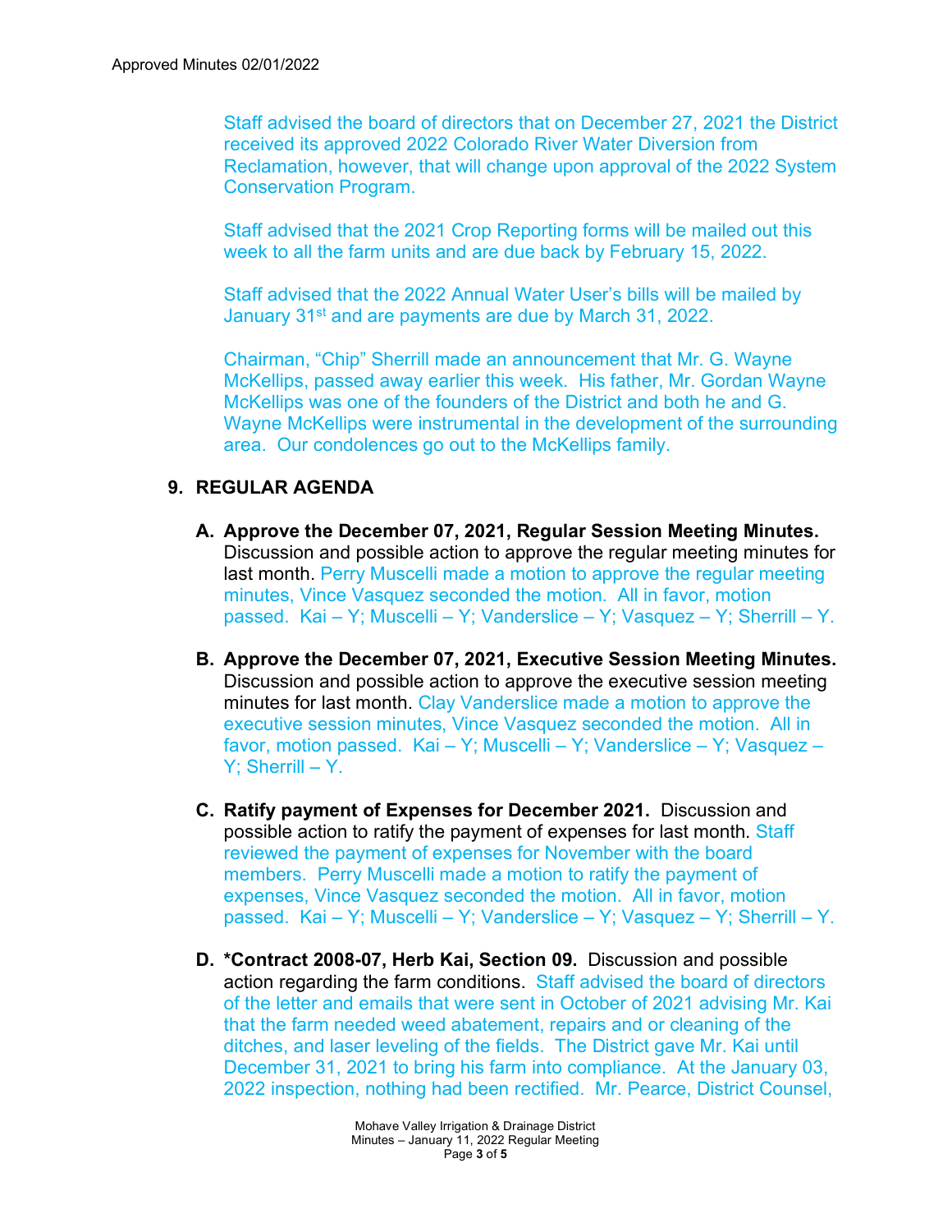Staff advised the board of directors that on December 27, 2021 the District received its approved 2022 Colorado River Water Diversion from Reclamation, however, that will change upon approval of the 2022 System Conservation Program.

Staff advised that the 2021 Crop Reporting forms will be mailed out this week to all the farm units and are due back by February 15, 2022.

Staff advised that the 2022 Annual Water User's bills will be mailed by January 31st and are payments are due by March 31, 2022.

Chairman, "Chip" Sherrill made an announcement that Mr. G. Wayne McKellips, passed away earlier this week. His father, Mr. Gordan Wayne McKellips was one of the founders of the District and both he and G. Wayne McKellips were instrumental in the development of the surrounding area. Our condolences go out to the McKellips family.

## 9. REGULAR AGENDA

**A. Approve the December 07, 2021, Regular Session Meeting Minutes.** Discussion and possible action to approve the regular meeting minutes for last month. Perry Muscelli made a motion to approve the regular meeting minutes, Vince Vasquez seconded the motion. All in favor, motion passed. Kai – Y; Muscelli – Y; Vanderslice – Y; Vasquez – Y; Sherrill – Y.

**B. Approve the December 07, 2021, Executive Session Meeting Minutes.** Discussion and possible action to approve the executive session meeting minutes for last month. Clay Vanderslice made a motion to approve the executive session minutes, Vince Vasquez seconded the motion. All in favor, motion passed. Kai – Y; Muscelli – Y; Vanderslice – Y; Vasquez – Y; Sherrill – Y.

**C. Ratify payment of Expenses for December 2021.** Discussion and possible action to ratify the payment of expenses for last month. Staff reviewed the payment of expenses for November with the board members. Perry Muscelli made a motion to ratify the payment of expenses, Vince Vasquez seconded the motion. All in favor, motion passed. Kai – Y; Muscelli – Y; Vanderslice – Y; Vasquez – Y; Sherrill – Y.

**D. *Contract 2008-07, Herb Kai, Section 09.** Discussion and possible action regarding the farm conditions. Staff advised the board of directors of the letter and emails that were sent in October of 2021 advising Mr. Kai that the farm needed weed abatement, repairs and or cleaning of the ditches, and laser leveling of the fields. The District gave Mr. Kai until December 31, 2021 to bring his farm into compliance. At the January 03, 2022 inspection, nothing had been rectified. Mr. Pearce, District Counsel,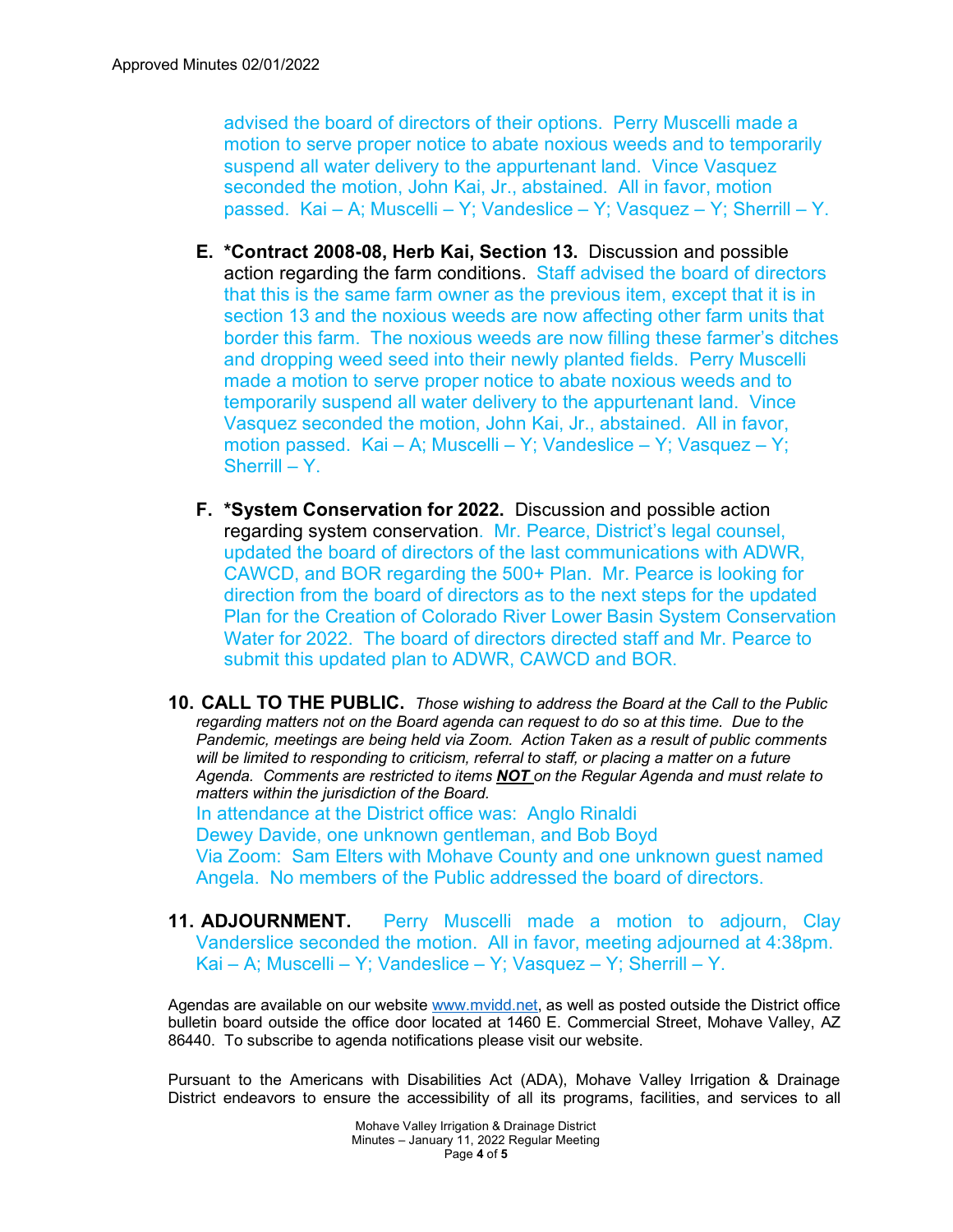advised the board of directors of their options. Perry Muscelli made a motion to serve proper notice to abate noxious weeds and to temporarily suspend all water delivery to the appurtenant land. Vince Vasquez seconded the motion, John Kai, Jr., abstained. All in favor, motion passed. Kai – A; Muscelli – Y; Vandeslice – Y; Vasquez – Y; Sherrill – Y.

**E. *Contract 2008-08, Herb Kai, Section 13.** Discussion and possible action regarding the farm conditions. Staff advised the board of directors that this is the same farm owner as the previous item, except that it is in section 13 and the noxious weeds are now affecting other farm units that border this farm. The noxious weeds are now filling these farmer's ditches and dropping weed seed into their newly planted fields. Perry Muscelli made a motion to serve proper notice to abate noxious weeds and to temporarily suspend all water delivery to the appurtenant land. Vince Vasquez seconded the motion, John Kai, Jr., abstained. All in favor, motion passed. Kai – A; Muscelli – Y; Vandeslice – Y; Vasquez – Y; Sherrill – Y.

**F. *System Conservation for 2022.** Discussion and possible action regarding system conservation. Mr. Pearce, District's legal counsel, updated the board of directors of the last communications with ADWR, CAWCD, and BOR regarding the 500+ Plan. Mr. Pearce is looking for direction from the board of directors as to the next steps for the updated Plan for the Creation of Colorado River Lower Basin System Conservation Water for 2022. The board of directors directed staff and Mr. Pearce to submit this updated plan to ADWR, CAWCD and BOR.

**10. CALL TO THE PUBLIC.** *Those wishing to address the Board at the Call to the Public regarding matters not on the Board agenda can request to do so at this time. Due to the Pandemic, meetings are being held via Zoom. Action Taken as a result of public comments will be limited to responding to criticism, referral to staff, or placing a matter on a future Agenda. Comments are restricted to items **NOT** on the Regular Agenda and must relate to matters within the jurisdiction of the Board.*

In attendance at the District office was: Anglo Rinaldi
Dewey Davide, one unknown gentleman, and Bob Boyd
Via Zoom: Sam Elters with Mohave County and one unknown guest named Angela. No members of the Public addressed the board of directors.

**11. ADJOURNMENT.** Perry Muscelli made a motion to adjourn, Clay Vanderslice seconded the motion. All in favor, meeting adjourned at 4:38pm. Kai – A; Muscelli – Y; Vandeslice – Y; Vasquez – Y; Sherrill – Y.

Agendas are available on our website www.mvidd.net, as well as posted outside the District office bulletin board outside the office door located at 1460 E. Commercial Street, Mohave Valley, AZ 86440. To subscribe to agenda notifications please visit our website.

Pursuant to the Americans with Disabilities Act (ADA), Mohave Valley Irrigation & Drainage District endeavors to ensure the accessibility of all its programs, facilities, and services to all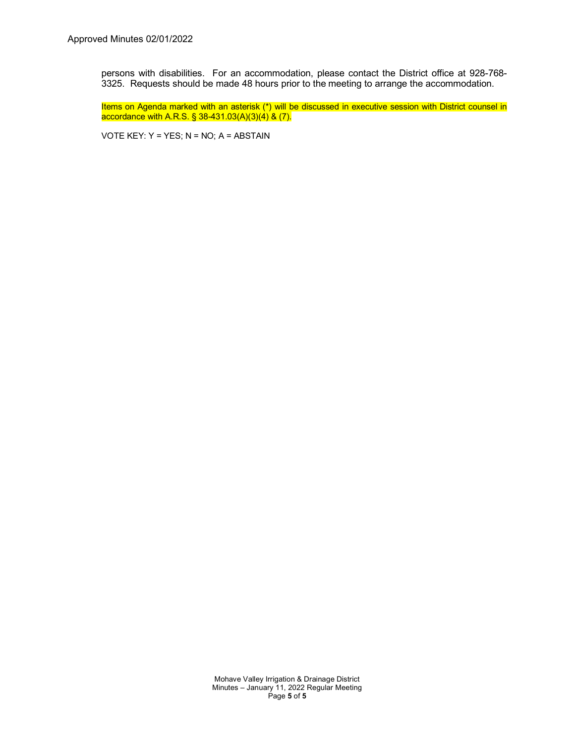persons with disabilities. For an accommodation, please contact the District office at 928-768-3325. Requests should be made 48 hours prior to the meeting to arrange the accommodation.

Items on Agenda marked with an asterisk (*) will be discussed in executive session with District counsel in accordance with A.R.S. § 38-431.03(A)(3)(4) & (7).

VOTE KEY: Y = YES; N = NO; A = ABSTAIN